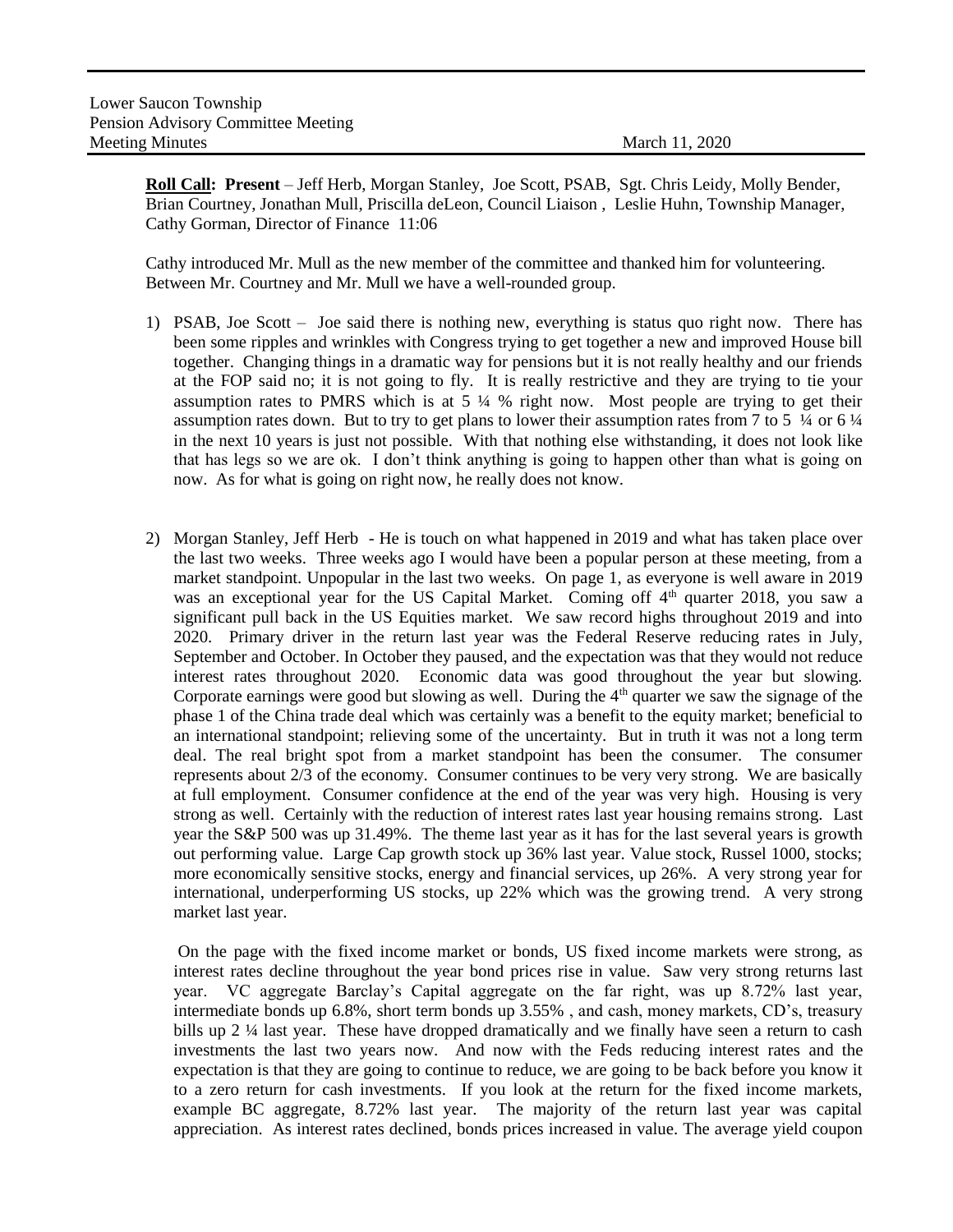Lower Saucon Township
Pension Advisory Committee Meeting
Meeting Minutes March 11, 2020

**Roll Call: Present** – Jeff Herb, Morgan Stanley, Joe Scott, PSAB, Sgt. Chris Leidy, Molly Bender, Brian Courtney, Jonathan Mull, Priscilla deLeon, Council Liaison , Leslie Huhn, Township Manager, Cathy Gorman, Director of Finance 11:06

Cathy introduced Mr. Mull as the new member of the committee and thanked him for volunteering. Between Mr. Courtney and Mr. Mull we have a well-rounded group.

1) PSAB, Joe Scott – Joe said there is nothing new, everything is status quo right now. There has been some ripples and wrinkles with Congress trying to get together a new and improved House bill together. Changing things in a dramatic way for pensions but it is not really healthy and our friends at the FOP said no; it is not going to fly. It is really restrictive and they are trying to tie your assumption rates to PMRS which is at 5 ¼ % right now. Most people are trying to get their assumption rates down. But to try to get plans to lower their assumption rates from 7 to 5 ¼ or 6 ¼ in the next 10 years is just not possible. With that nothing else withstanding, it does not look like that has legs so we are ok. I don't think anything is going to happen other than what is going on now. As for what is going on right now, he really does not know.

2) Morgan Stanley, Jeff Herb - He is touch on what happened in 2019 and what has taken place over the last two weeks. Three weeks ago I would have been a popular person at these meeting, from a market standpoint. Unpopular in the last two weeks. On page 1, as everyone is well aware in 2019 was an exceptional year for the US Capital Market. Coming off 4th quarter 2018, you saw a significant pull back in the US Equities market. We saw record highs throughout 2019 and into 2020. Primary driver in the return last year was the Federal Reserve reducing rates in July, September and October. In October they paused, and the expectation was that they would not reduce interest rates throughout 2020. Economic data was good throughout the year but slowing. Corporate earnings were good but slowing as well. During the 4th quarter we saw the signage of the phase 1 of the China trade deal which was certainly was a benefit to the equity market; beneficial to an international standpoint; relieving some of the uncertainty. But in truth it was not a long term deal. The real bright spot from a market standpoint has been the consumer. The consumer represents about 2/3 of the economy. Consumer continues to be very very strong. We are basically at full employment. Consumer confidence at the end of the year was very high. Housing is very strong as well. Certainly with the reduction of interest rates last year housing remains strong. Last year the S&P 500 was up 31.49%. The theme last year as it has for the last several years is growth out performing value. Large Cap growth stock up 36% last year. Value stock, Russel 1000, stocks; more economically sensitive stocks, energy and financial services, up 26%. A very strong year for international, underperforming US stocks, up 22% which was the growing trend. A very strong market last year.

On the page with the fixed income market or bonds, US fixed income markets were strong, as interest rates decline throughout the year bond prices rise in value. Saw very strong returns last year. VC aggregate Barclay's Capital aggregate on the far right, was up 8.72% last year, intermediate bonds up 6.8%, short term bonds up 3.55% , and cash, money markets, CD's, treasury bills up 2 ¼ last year. These have dropped dramatically and we finally have seen a return to cash investments the last two years now. And now with the Feds reducing interest rates and the expectation is that they are going to continue to reduce, we are going to be back before you know it to a zero return for cash investments. If you look at the return for the fixed income markets, example BC aggregate, 8.72% last year. The majority of the return last year was capital appreciation. As interest rates declined, bonds prices increased in value. The average yield coupon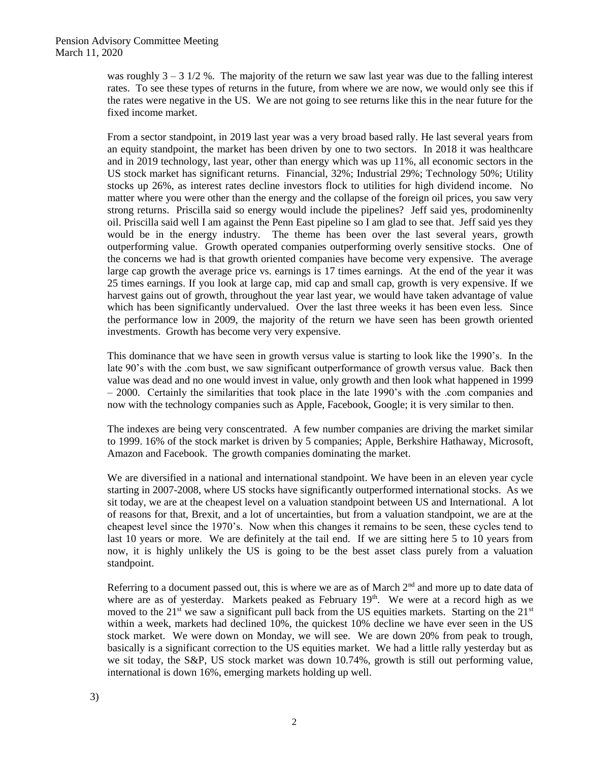was roughly 3 – 3 1/2 %. The majority of the return we saw last year was due to the falling interest rates. To see these types of returns in the future, from where we are now, we would only see this if the rates were negative in the US. We are not going to see returns like this in the near future for the fixed income market.

From a sector standpoint, in 2019 last year was a very broad based rally. He last several years from an equity standpoint, the market has been driven by one to two sectors. In 2018 it was healthcare and in 2019 technology, last year, other than energy which was up 11%, all economic sectors in the US stock market has significant returns. Financial, 32%; Industrial 29%; Technology 50%; Utility stocks up 26%, as interest rates decline investors flock to utilities for high dividend income. No matter where you were other than the energy and the collapse of the foreign oil prices, you saw very strong returns. Priscilla said so energy would include the pipelines? Jeff said yes, prodominenlty oil. Priscilla said well I am against the Penn East pipeline so I am glad to see that. Jeff said yes they would be in the energy industry. The theme has been over the last several years, growth outperforming value. Growth operated companies outperforming overly sensitive stocks. One of the concerns we had is that growth oriented companies have become very expensive. The average large cap growth the average price vs. earnings is 17 times earnings. At the end of the year it was 25 times earnings. If you look at large cap, mid cap and small cap, growth is very expensive. If we harvest gains out of growth, throughout the year last year, we would have taken advantage of value which has been significantly undervalued. Over the last three weeks it has been even less. Since the performance low in 2009, the majority of the return we have seen has been growth oriented investments. Growth has become very very expensive.

This dominance that we have seen in growth versus value is starting to look like the 1990's. In the late 90's with the .com bust, we saw significant outperformance of growth versus value. Back then value was dead and no one would invest in value, only growth and then look what happened in 1999 – 2000. Certainly the similarities that took place in the late 1990's with the .com companies and now with the technology companies such as Apple, Facebook, Google; it is very similar to then.

The indexes are being very conscentrated. A few number companies are driving the market similar to 1999. 16% of the stock market is driven by 5 companies; Apple, Berkshire Hathaway, Microsoft, Amazon and Facebook. The growth companies dominating the market.

We are diversified in a national and international standpoint. We have been in an eleven year cycle starting in 2007-2008, where US stocks have significantly outperformed international stocks. As we sit today, we are at the cheapest level on a valuation standpoint between US and International. A lot of reasons for that, Brexit, and a lot of uncertainties, but from a valuation standpoint, we are at the cheapest level since the 1970's. Now when this changes it remains to be seen, these cycles tend to last 10 years or more. We are definitely at the tail end. If we are sitting here 5 to 10 years from now, it is highly unlikely the US is going to be the best asset class purely from a valuation standpoint.

Referring to a document passed out, this is where we are as of March 2nd and more up to date data of where are as of yesterday. Markets peaked as February 19th. We were at a record high as we moved to the 21st we saw a significant pull back from the US equities markets. Starting on the 21st within a week, markets had declined 10%, the quickest 10% decline we have ever seen in the US stock market. We were down on Monday, we will see. We are down 20% from peak to trough, basically is a significant correction to the US equities market. We had a little rally yesterday but as we sit today, the S&P, US stock market was down 10.74%, growth is still out performing value, international is down 16%, emerging markets holding up well.

3)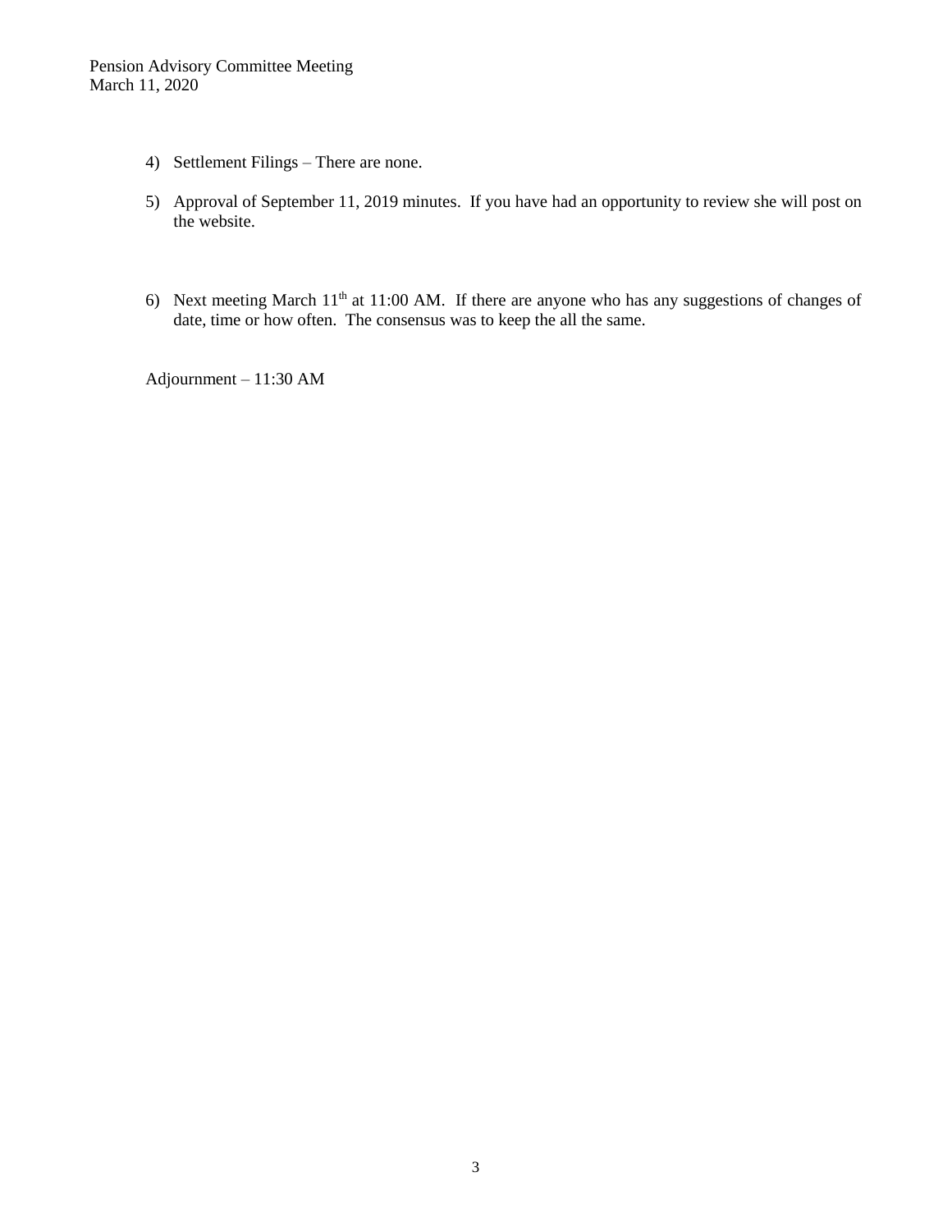4) Settlement Filings – There are none.

5) Approval of September 11, 2019 minutes. If you have had an opportunity to review she will post on the website.

6) Next meeting March 11th at 11:00 AM. If there are anyone who has any suggestions of changes of date, time or how often. The consensus was to keep the all the same.

Adjournment – 11:30 AM